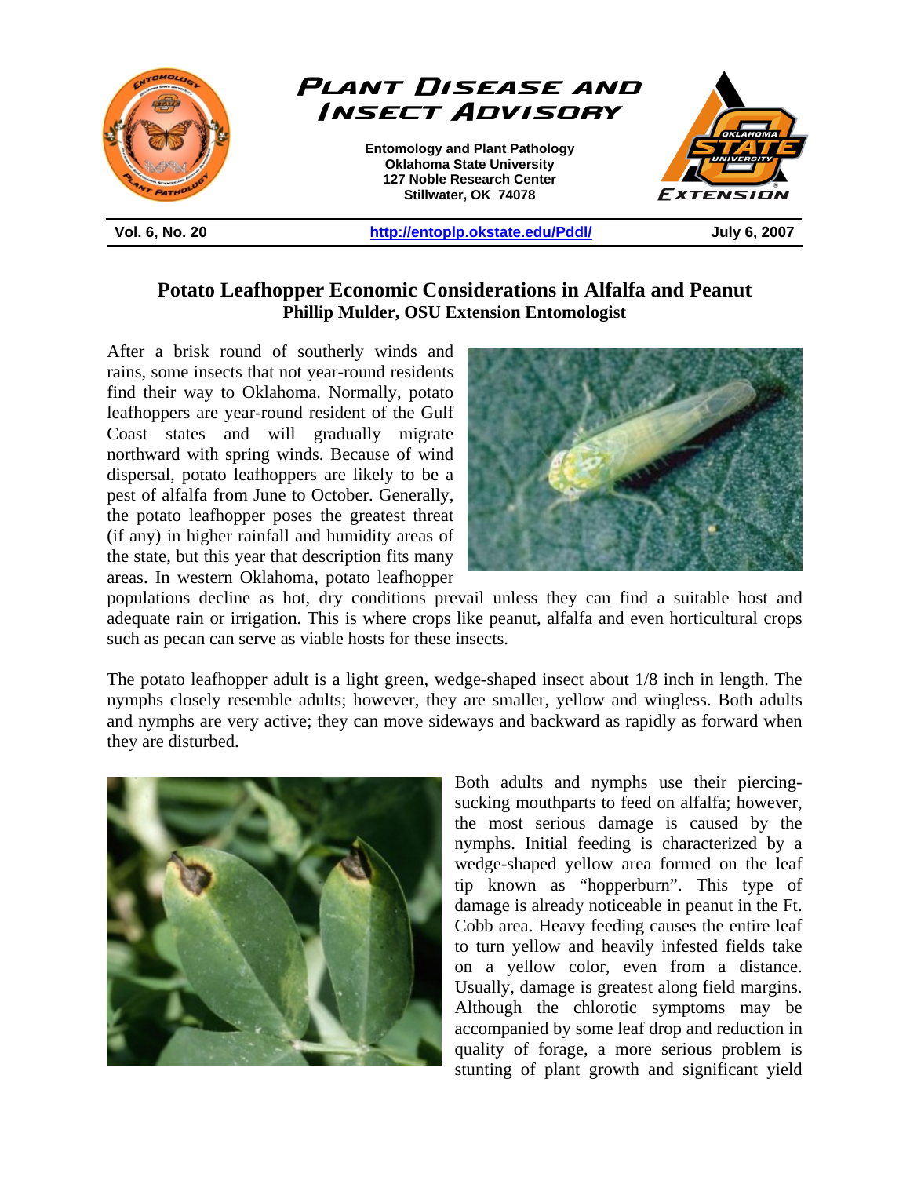# Plant Disease and Insect Advisory

**Entomology and Plant Pathology**
**Oklahoma State University**
**127 Noble Research Center**
**Stillwater, OK 74078**

**Vol. 6, No. 20** | **http://entoplp.okstate.edu/Pddl/** | **July 6, 2007**

## Potato Leafhopper Economic Considerations in Alfalfa and Peanut

**Phillip Mulder, OSU Extension Entomologist**

After a brisk round of southerly winds and rains, some insects that not year-round residents find their way to Oklahoma. Normally, potato leafhoppers are year-round resident of the Gulf Coast states and will gradually migrate northward with spring winds. Because of wind dispersal, potato leafhoppers are likely to be a pest of alfalfa from June to October. Generally, the potato leafhopper poses the greatest threat (if any) in higher rainfall and humidity areas of the state, but this year that description fits many areas. In western Oklahoma, potato leafhopper populations decline as hot, dry conditions prevail unless they can find a suitable host and adequate rain or irrigation. This is where crops like peanut, alfalfa and even horticultural crops such as pecan can serve as viable hosts for these insects.

The potato leafhopper adult is a light green, wedge-shaped insect about 1/8 inch in length. The nymphs closely resemble adults; however, they are smaller, yellow and wingless. Both adults and nymphs are very active; they can move sideways and backward as rapidly as forward when they are disturbed.

Both adults and nymphs use their piercing-sucking mouthparts to feed on alfalfa; however, the most serious damage is caused by the nymphs. Initial feeding is characterized by a wedge-shaped yellow area formed on the leaf tip known as "hopperburn". This type of damage is already noticeable in peanut in the Ft. Cobb area. Heavy feeding causes the entire leaf to turn yellow and heavily infested fields take on a yellow color, even from a distance. Usually, damage is greatest along field margins. Although the chlorotic symptoms may be accompanied by some leaf drop and reduction in quality of forage, a more serious problem is stunting of plant growth and significant yield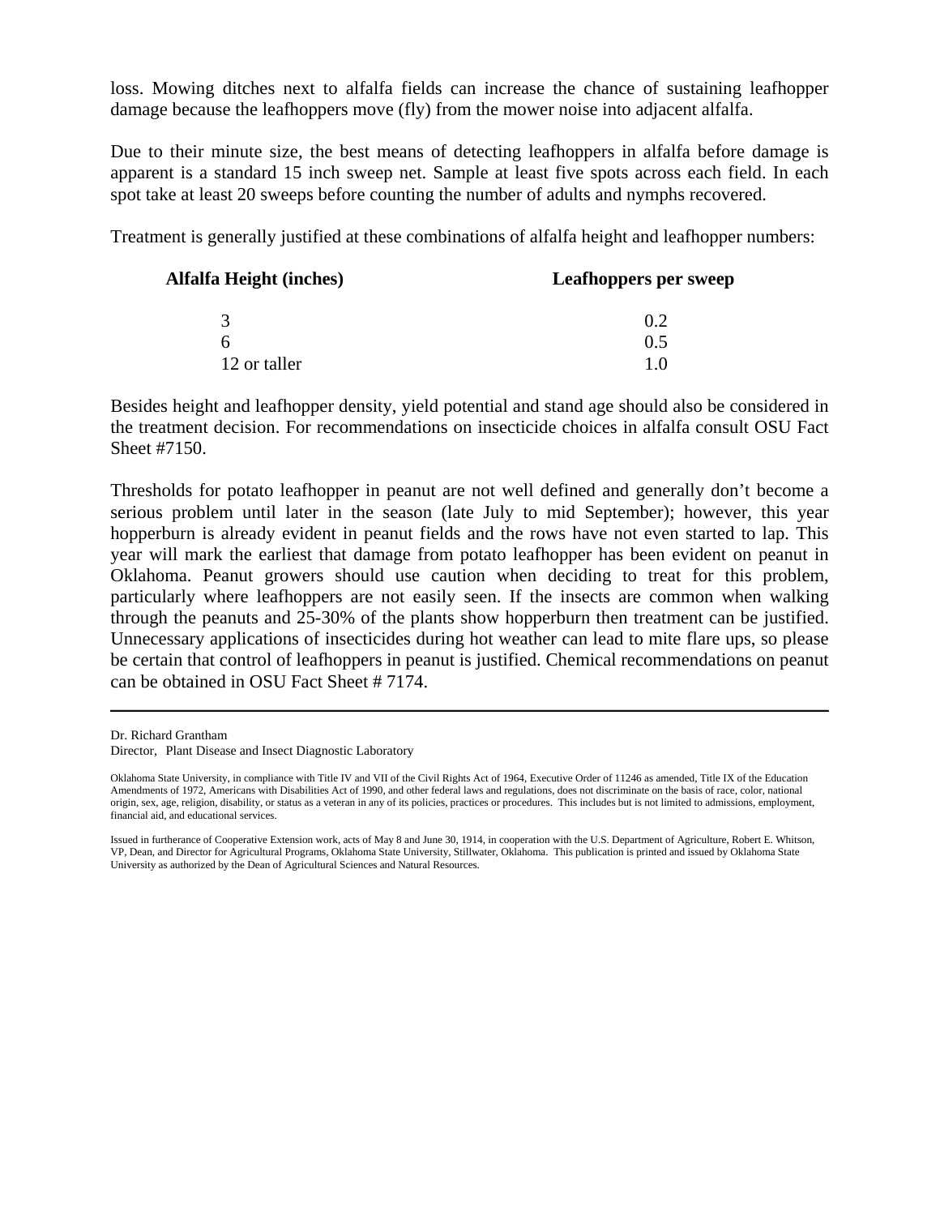loss. Mowing ditches next to alfalfa fields can increase the chance of sustaining leafhopper damage because the leafhoppers move (fly) from the mower noise into adjacent alfalfa.

Due to their minute size, the best means of detecting leafhoppers in alfalfa before damage is apparent is a standard 15 inch sweep net. Sample at least five spots across each field. In each spot take at least 20 sweeps before counting the number of adults and nymphs recovered.

Treatment is generally justified at these combinations of alfalfa height and leafhopper numbers:

| **Alfalfa Height (inches)** | **Leafhoppers per sweep** |
|---|---|
| 3 | 0.2 |
| 6 | 0.5 |
| 12 or taller | 1.0 |

Besides height and leafhopper density, yield potential and stand age should also be considered in the treatment decision. For recommendations on insecticide choices in alfalfa consult OSU Fact Sheet #7150.

Thresholds for potato leafhopper in peanut are not well defined and generally don't become a serious problem until later in the season (late July to mid September); however, this year hopperburn is already evident in peanut fields and the rows have not even started to lap. This year will mark the earliest that damage from potato leafhopper has been evident on peanut in Oklahoma. Peanut growers should use caution when deciding to treat for this problem, particularly where leafhoppers are not easily seen. If the insects are common when walking through the peanuts and 25-30% of the plants show hopperburn then treatment can be justified. Unnecessary applications of insecticides during hot weather can lead to mite flare ups, so please be certain that control of leafhoppers in peanut is justified. Chemical recommendations on peanut can be obtained in OSU Fact Sheet # 7174.

---

Dr. Richard Grantham
Director, Plant Disease and Insect Diagnostic Laboratory

Oklahoma State University, in compliance with Title IV and VII of the Civil Rights Act of 1964, Executive Order of 11246 as amended, Title IX of the Education Amendments of 1972, Americans with Disabilities Act of 1990, and other federal laws and regulations, does not discriminate on the basis of race, color, national origin, sex, age, religion, disability, or status as a veteran in any of its policies, practices or procedures. This includes but is not limited to admissions, employment, financial aid, and educational services.

Issued in furtherance of Cooperative Extension work, acts of May 8 and June 30, 1914, in cooperation with the U.S. Department of Agriculture, Robert E. Whitson, VP, Dean, and Director for Agricultural Programs, Oklahoma State University, Stillwater, Oklahoma. This publication is printed and issued by Oklahoma State University as authorized by the Dean of Agricultural Sciences and Natural Resources.